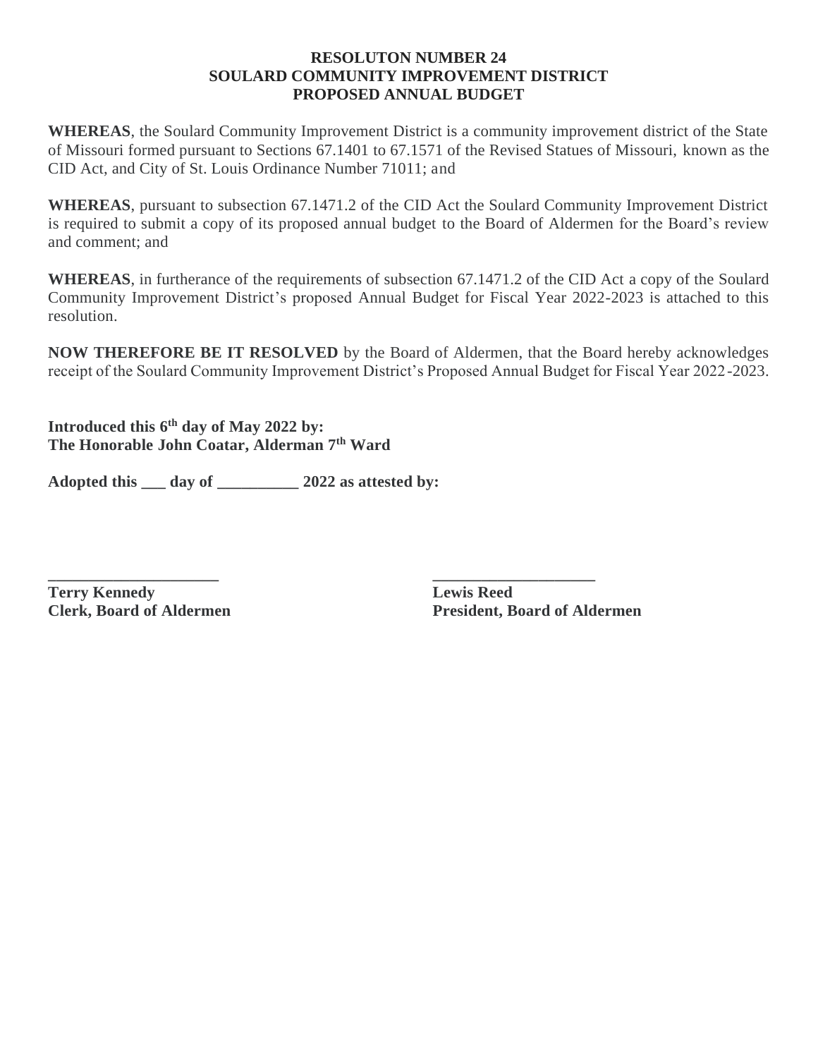**RESOLUTON NUMBER 24**
**SOULARD COMMUNITY IMPROVEMENT DISTRICT**
**PROPOSED ANNUAL BUDGET**

**WHEREAS**, the Soulard Community Improvement District is a community improvement district of the State of Missouri formed pursuant to Sections 67.1401 to 67.1571 of the Revised Statues of Missouri, known as the CID Act, and City of St. Louis Ordinance Number 71011; and

**WHEREAS**, pursuant to subsection 67.1471.2 of the CID Act the Soulard Community Improvement District is required to submit a copy of its proposed annual budget to the Board of Aldermen for the Board's review and comment; and

**WHEREAS**, in furtherance of the requirements of subsection 67.1471.2 of the CID Act a copy of the Soulard Community Improvement District's proposed Annual Budget for Fiscal Year 2022-2023 is attached to this resolution.

**NOW THEREFORE BE IT RESOLVED** by the Board of Aldermen, that the Board hereby acknowledges receipt of the Soulard Community Improvement District's Proposed Annual Budget for Fiscal Year 2022-2023.

**Introduced this 6th day of May 2022 by:**
**The Honorable John Coatar, Alderman 7th Ward**

**Adopted this ___ day of __________ 2022 as attested by:**

**_____________________**
**Terry Kennedy**
**Clerk, Board of Aldermen**

**____________________**
**Lewis Reed**
**President, Board of Aldermen**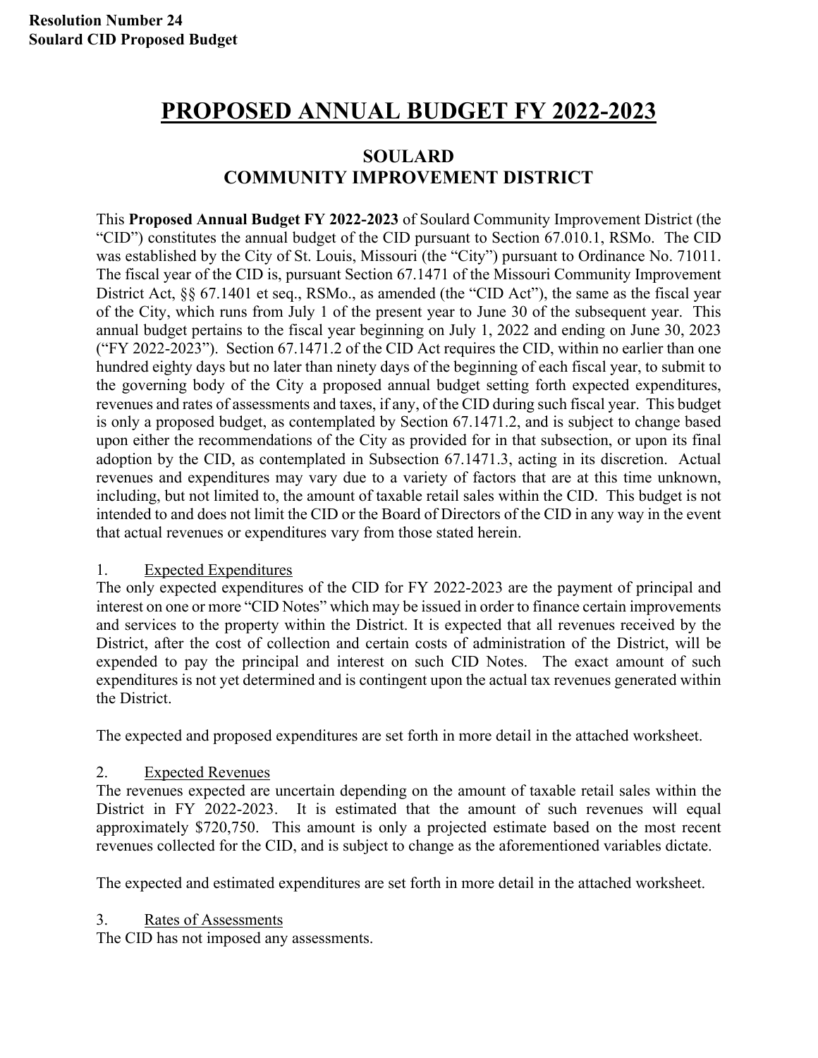**Resolution Number 24**
**Soulard CID Proposed Budget**

# PROPOSED ANNUAL BUDGET FY 2022-2023

## SOULARD
## COMMUNITY IMPROVEMENT DISTRICT

This **Proposed Annual Budget FY 2022-2023** of Soulard Community Improvement District (the "CID") constitutes the annual budget of the CID pursuant to Section 67.010.1, RSMo. The CID was established by the City of St. Louis, Missouri (the "City") pursuant to Ordinance No. 71011. The fiscal year of the CID is, pursuant Section 67.1471 of the Missouri Community Improvement District Act, §§ 67.1401 et seq., RSMo., as amended (the "CID Act"), the same as the fiscal year of the City, which runs from July 1 of the present year to June 30 of the subsequent year. This annual budget pertains to the fiscal year beginning on July 1, 2022 and ending on June 30, 2023 ("FY 2022-2023"). Section 67.1471.2 of the CID Act requires the CID, within no earlier than one hundred eighty days but no later than ninety days of the beginning of each fiscal year, to submit to the governing body of the City a proposed annual budget setting forth expected expenditures, revenues and rates of assessments and taxes, if any, of the CID during such fiscal year. This budget is only a proposed budget, as contemplated by Section 67.1471.2, and is subject to change based upon either the recommendations of the City as provided for in that subsection, or upon its final adoption by the CID, as contemplated in Subsection 67.1471.3, acting in its discretion. Actual revenues and expenditures may vary due to a variety of factors that are at this time unknown, including, but not limited to, the amount of taxable retail sales within the CID. This budget is not intended to and does not limit the CID or the Board of Directors of the CID in any way in the event that actual revenues or expenditures vary from those stated herein.

1. <u>Expected Expenditures</u>

The only expected expenditures of the CID for FY 2022-2023 are the payment of principal and interest on one or more "CID Notes" which may be issued in order to finance certain improvements and services to the property within the District. It is expected that all revenues received by the District, after the cost of collection and certain costs of administration of the District, will be expended to pay the principal and interest on such CID Notes. The exact amount of such expenditures is not yet determined and is contingent upon the actual tax revenues generated within the District.

The expected and proposed expenditures are set forth in more detail in the attached worksheet.

2. <u>Expected Revenues</u>

The revenues expected are uncertain depending on the amount of taxable retail sales within the District in FY 2022-2023. It is estimated that the amount of such revenues will equal approximately $720,750. This amount is only a projected estimate based on the most recent revenues collected for the CID, and is subject to change as the aforementioned variables dictate.

The expected and estimated expenditures are set forth in more detail in the attached worksheet.

3. <u>Rates of Assessments</u>

The CID has not imposed any assessments.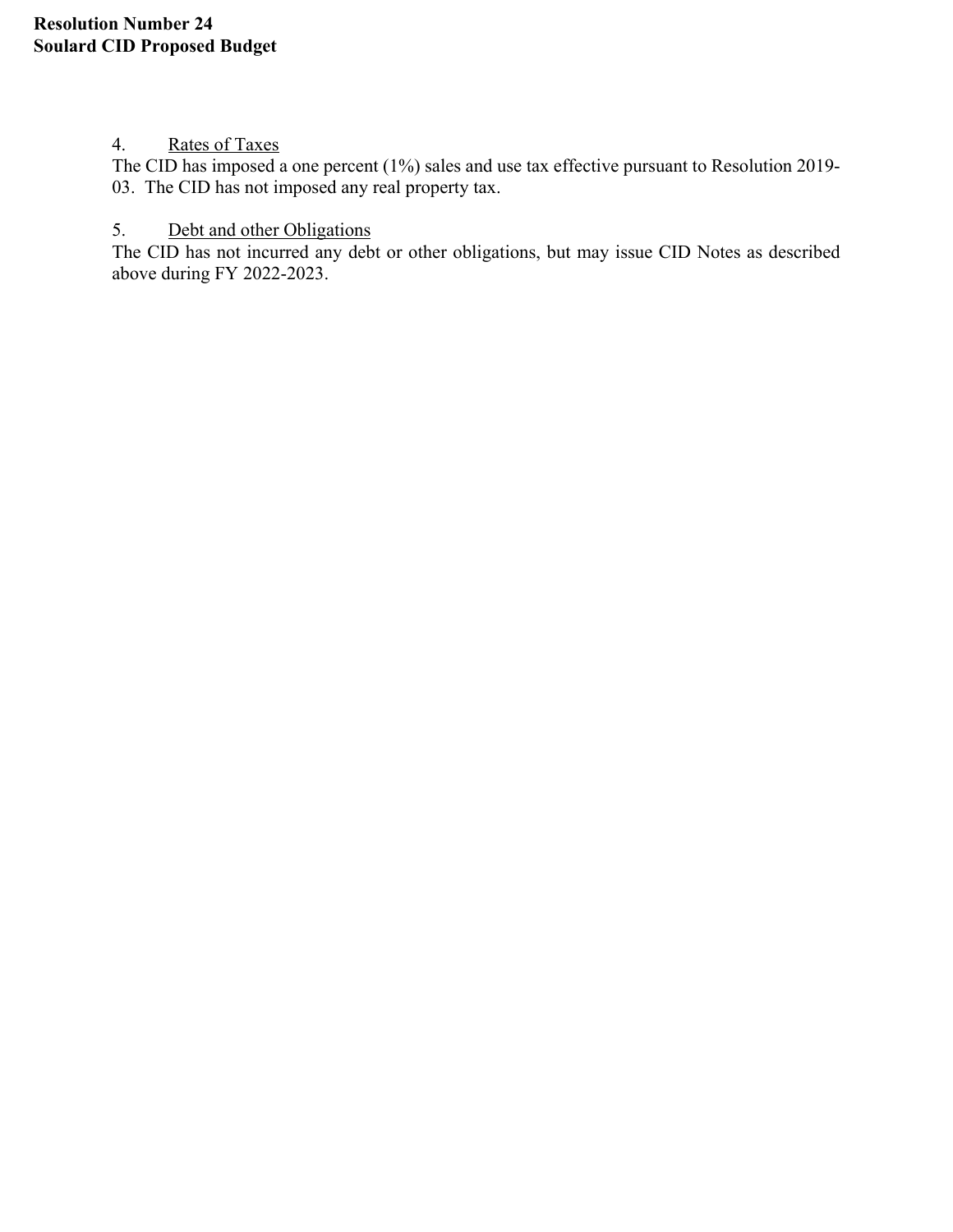4. Rates of Taxes

The CID has imposed a one percent (1%) sales and use tax effective pursuant to Resolution 2019-03. The CID has not imposed any real property tax.

5. Debt and other Obligations

The CID has not incurred any debt or other obligations, but may issue CID Notes as described above during FY 2022-2023.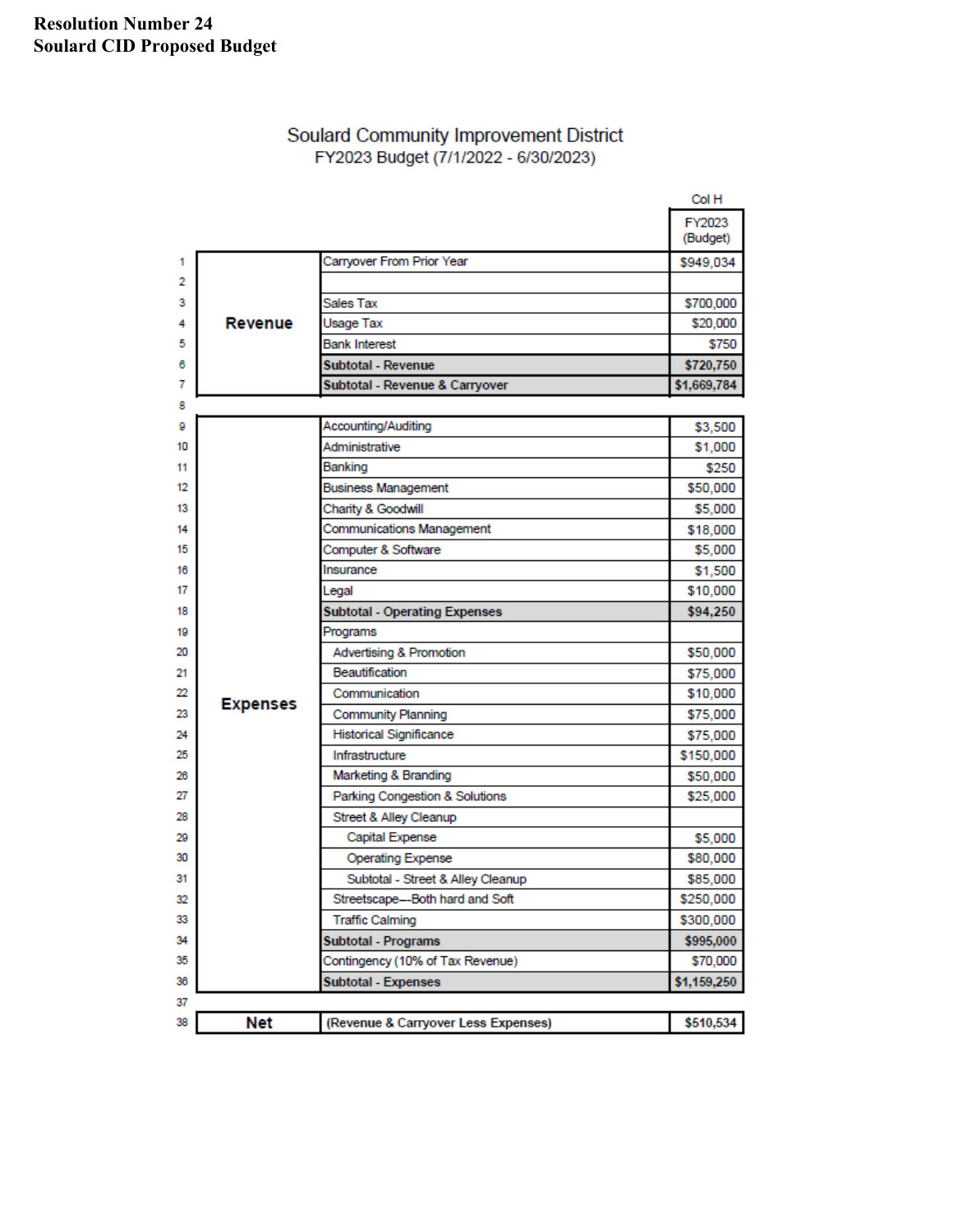**Resolution Number 24**
**Soulard CID Proposed Budget**

## Soulard Community Improvement District
FY2023 Budget (7/1/2022 - 6/30/2023)

| | | | Col H<br>FY2023 (Budget) |
|---|---|---|---|
| 1 | Revenue | Carryover From Prior Year | $949,034 |
| 2 | | | |
| 3 | | Sales Tax | $700,000 |
| 4 | | Usage Tax | $20,000 |
| 5 | | Bank Interest | $750 |
| 6 | | **Subtotal - Revenue** | **$720,750** |
| 7 | | **Subtotal - Revenue & Carryover** | **$1,669,784** |
| 8 | | | |
| 9 | Expenses | Accounting/Auditing | $3,500 |
| 10 | | Administrative | $1,000 |
| 11 | | Banking | $250 |
| 12 | | Business Management | $50,000 |
| 13 | | Charity & Goodwill | $5,000 |
| 14 | | Communications Management | $18,000 |
| 15 | | Computer & Software | $5,000 |
| 16 | | Insurance | $1,500 |
| 17 | | Legal | $10,000 |
| 18 | | **Subtotal - Operating Expenses** | **$94,250** |
| 19 | | Programs | |
| 20 | | Advertising & Promotion | $50,000 |
| 21 | | Beautification | $75,000 |
| 22 | | Communication | $10,000 |
| 23 | | Community Planning | $75,000 |
| 24 | | Historical Significance | $75,000 |
| 25 | | Infrastructure | $150,000 |
| 26 | | Marketing & Branding | $50,000 |
| 27 | | Parking Congestion & Solutions | $25,000 |
| 28 | | Street & Alley Cleanup | |
| 29 | | Capital Expense | $5,000 |
| 30 | | Operating Expense | $80,000 |
| 31 | | Subtotal - Street & Alley Cleanup | $85,000 |
| 32 | | Streetscape---Both hard and Soft | $250,000 |
| 33 | | Traffic Calming | $300,000 |
| 34 | | **Subtotal - Programs** | **$995,000** |
| 35 | | Contingency (10% of Tax Revenue) | $70,000 |
| 36 | | **Subtotal - Expenses** | **$1,159,250** |
| 37 | | | |
| 38 | **Net** | **(Revenue & Carryover Less Expenses)** | **$510,534** |